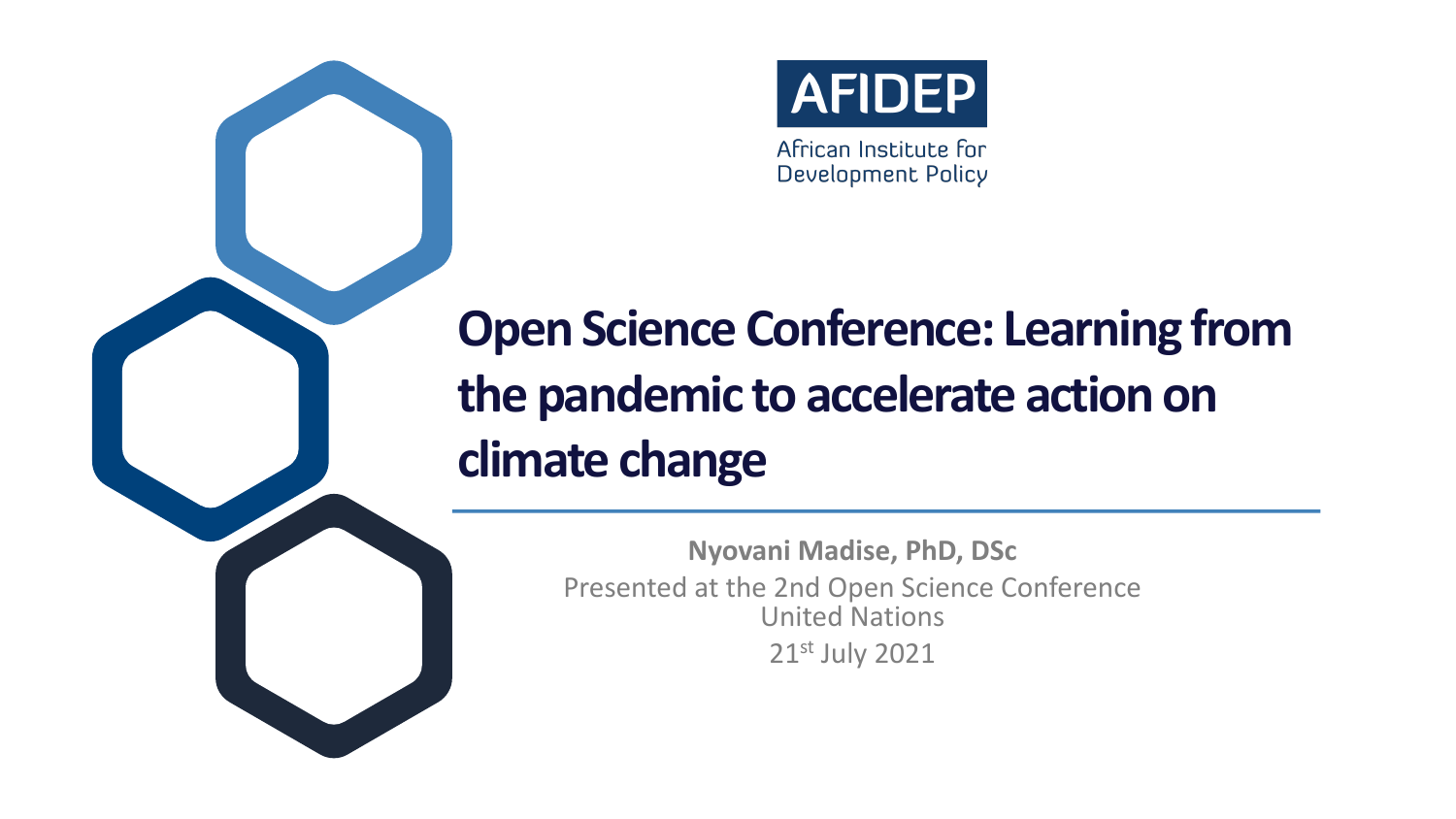AFIDEP

African Institute for Development Policy

# Open Science Conference: Learning from the pandemic to accelerate action on climate change

**Nyovani Madise, PhD, DSc**

Presented at the 2nd Open Science Conference

United Nations

21st July 2021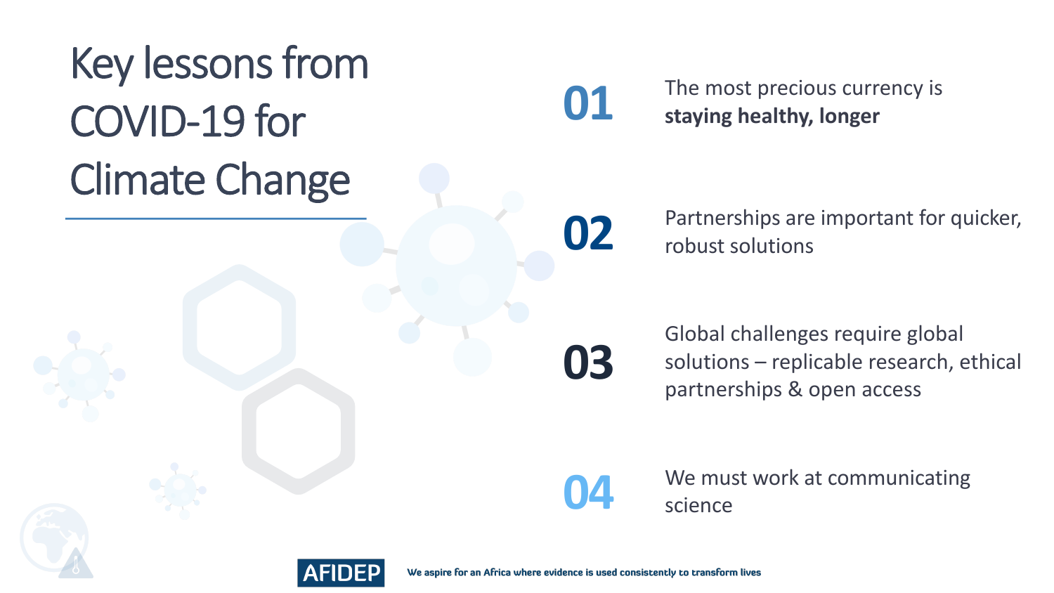# Key lessons from COVID-19 for Climate Change

**01** The most precious currency is **staying healthy, longer**

**02** Partnerships are important for quicker, robust solutions

**03** Global challenges require global solutions – replicable research, ethical partnerships & open access

**04** We must work at communicating science

AFIDEP

We aspire for an Africa where evidence is used consistently to transform lives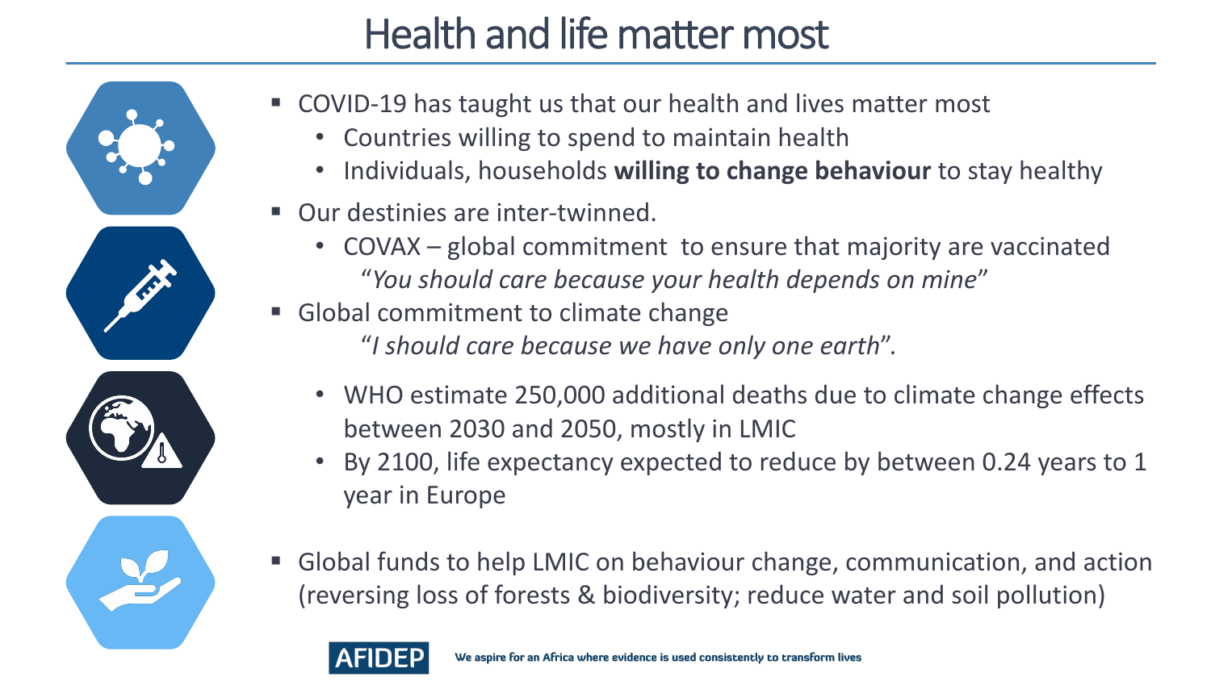# Health and life matter most

- COVID-19 has taught us that our health and lives matter most
  - Countries willing to spend to maintain health
  - Individuals, households **willing to change behaviour** to stay healthy
- Our destinies are inter-twinned.
  - COVAX – global commitment to ensure that majority are vaccinated
    "*You should care because your health depends on mine*"
- Global commitment to climate change
  "*I should care because we have only one earth*".
  - WHO estimate 250,000 additional deaths due to climate change effects between 2030 and 2050, mostly in LMIC
  - By 2100, life expectancy expected to reduce by between 0.24 years to 1 year in Europe
- Global funds to help LMIC on behaviour change, communication, and action (reversing loss of forests & biodiversity; reduce water and soil pollution)

AFIDEP We aspire for an Africa where evidence is used consistently to transform lives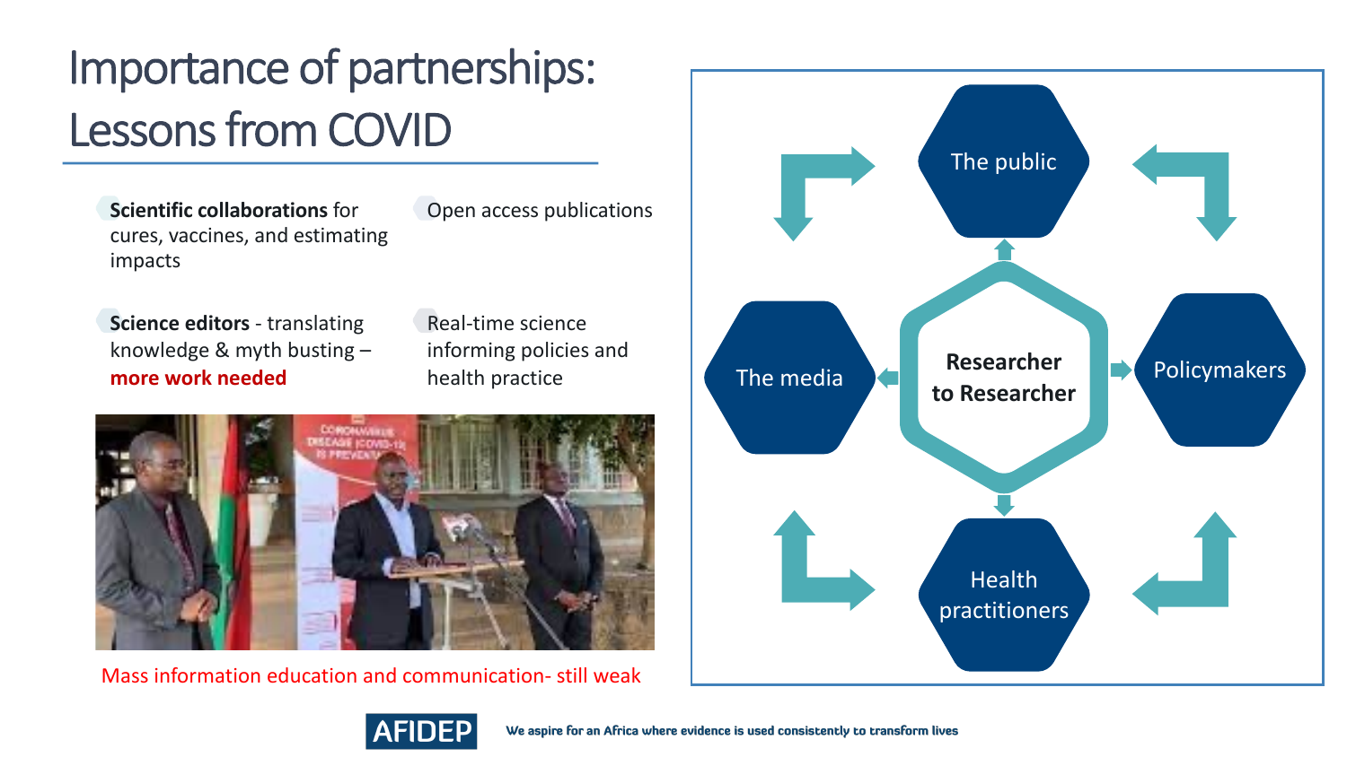# Importance of partnerships: Lessons from COVID

- **Scientific collaborations** for cures, vaccines, and estimating impacts
- Open access publications
- **Science editors** - translating knowledge & myth busting – **more work needed**
- Real-time science informing policies and health practice

Mass information education and communication- still weak

The public

The media

**Researcher to Researcher**

Policymakers

Health practitioners

We aspire for an Africa where evidence is used consistently to transform lives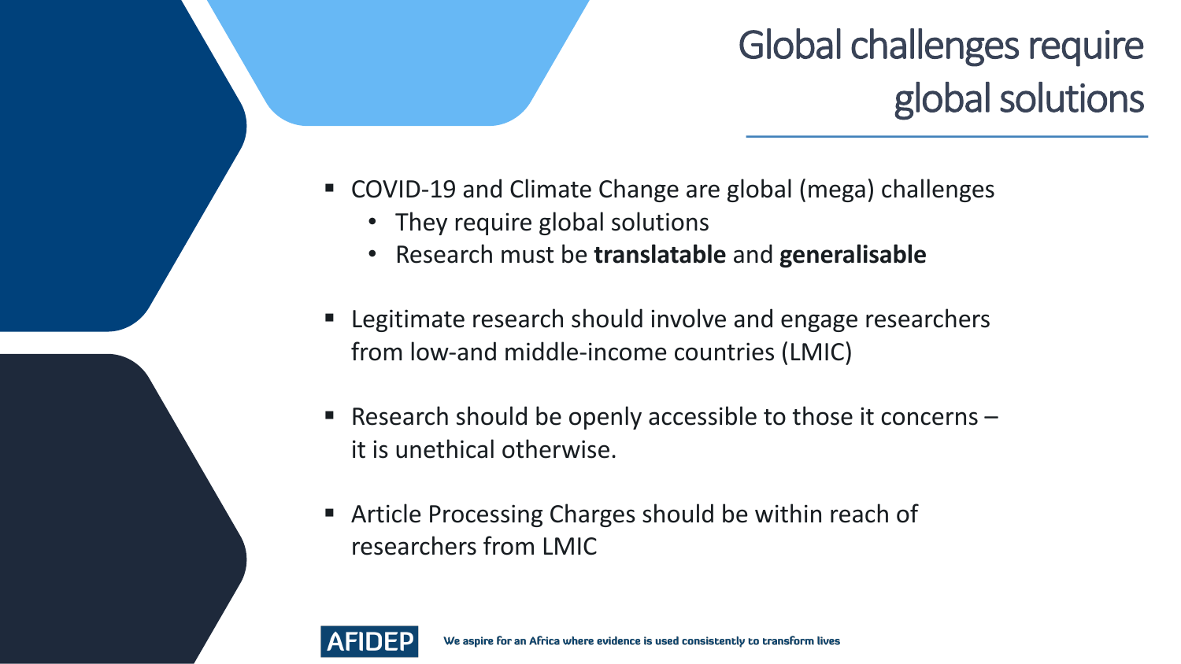# Global challenges require global solutions

- COVID-19 and Climate Change are global (mega) challenges
  - They require global solutions
  - Research must be **translatable** and **generalisable**
- Legitimate research should involve and engage researchers from low-and middle-income countries (LMIC)
- Research should be openly accessible to those it concerns – it is unethical otherwise.
- Article Processing Charges should be within reach of researchers from LMIC

AFIDEP We aspire for an Africa where evidence is used consistently to transform lives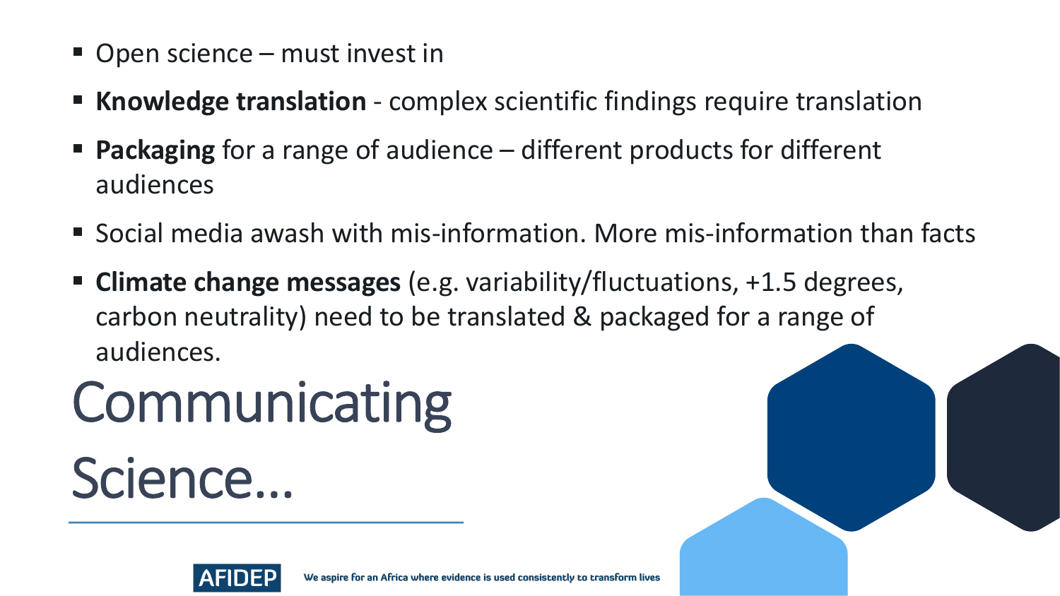# Communicating Science…

- Open science – must invest in
- **Knowledge translation** - complex scientific findings require translation
- **Packaging** for a range of audience – different products for different audiences
- Social media awash with mis-information. More mis-information than facts
- **Climate change messages** (e.g. variability/fluctuations, +1.5 degrees, carbon neutrality) need to be translated & packaged for a range of audiences.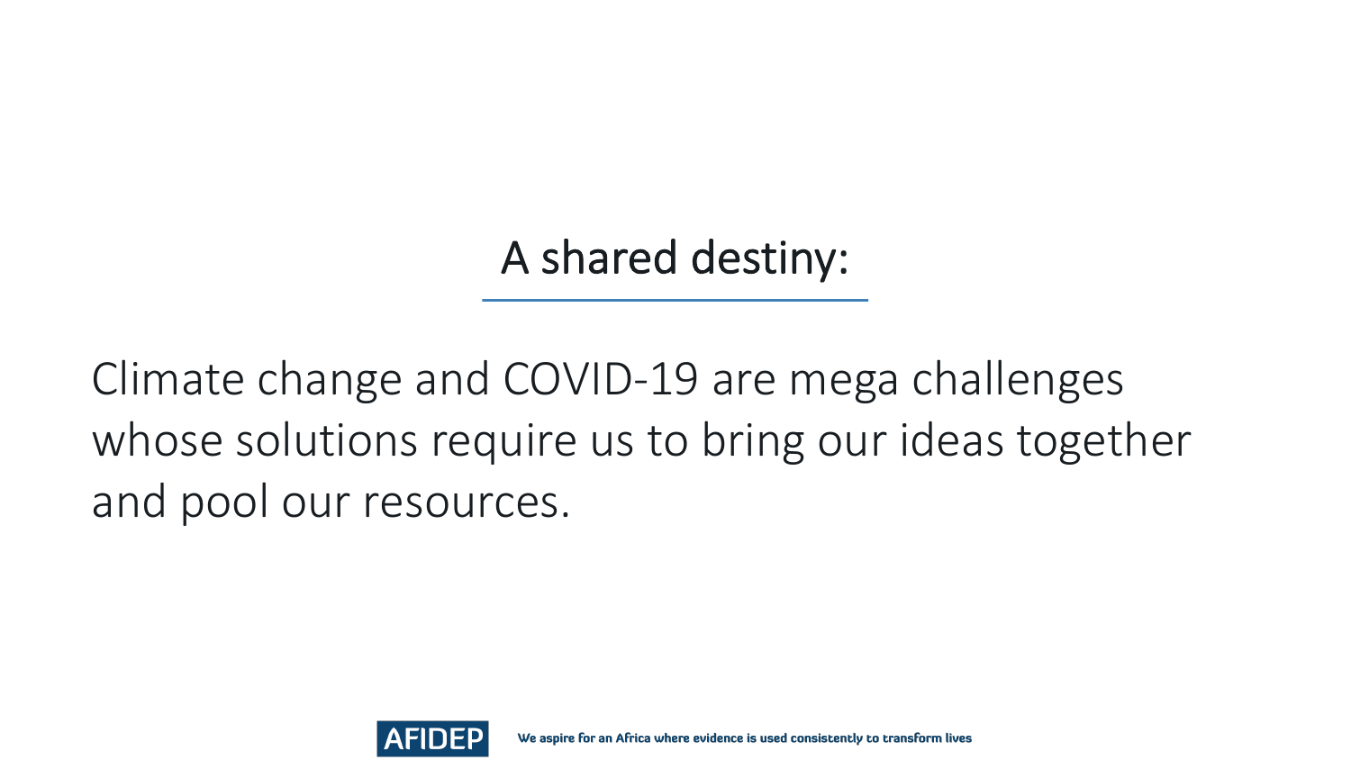## A shared destiny:

Climate change and COVID-19 are mega challenges whose solutions require us to bring our ideas together and pool our resources.